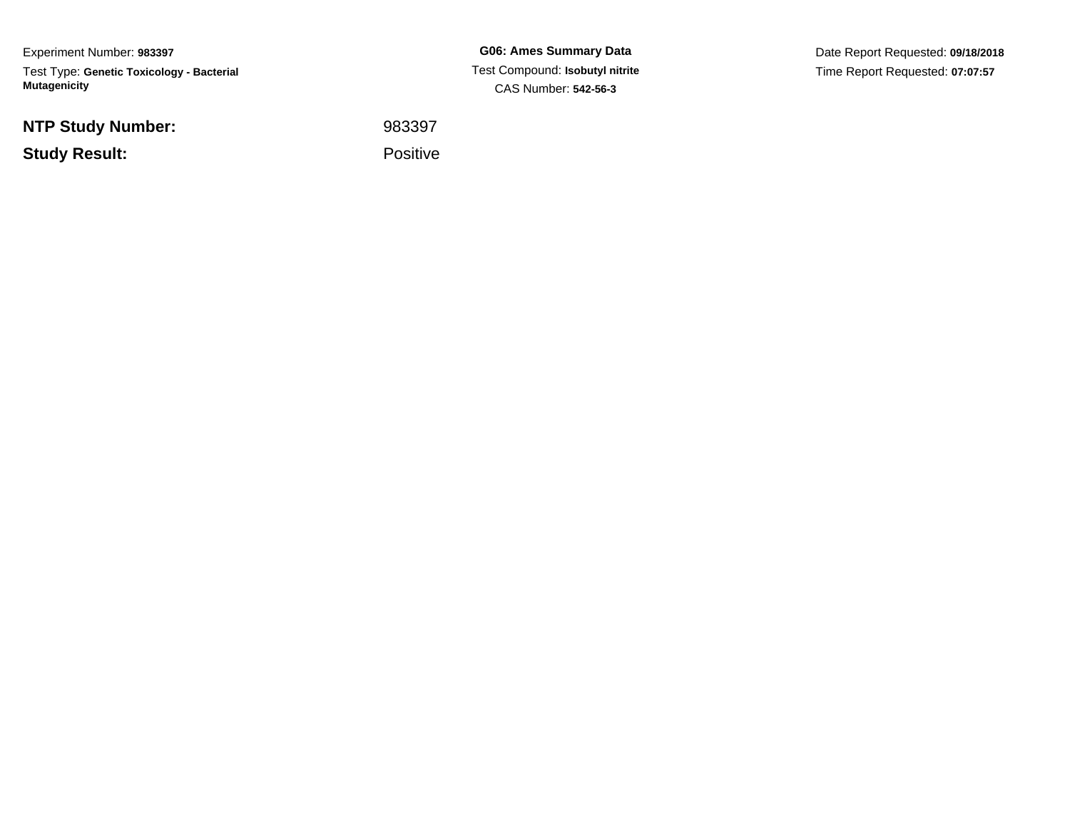Experiment Number: **983397**

Test Type: **Genetic Toxicology - Bacterial Mutagenicity**

**G06: Ames Summary Data**

Test Compound: **Isobutyl nitrite**

CAS Number: **542-56-3**

Date Report Requested: **09/18/2018**

Time Report Requested: **07:07:57**

| | |
|---|---|
| **NTP Study Number:** | 983397 |
| **Study Result:** | Positive |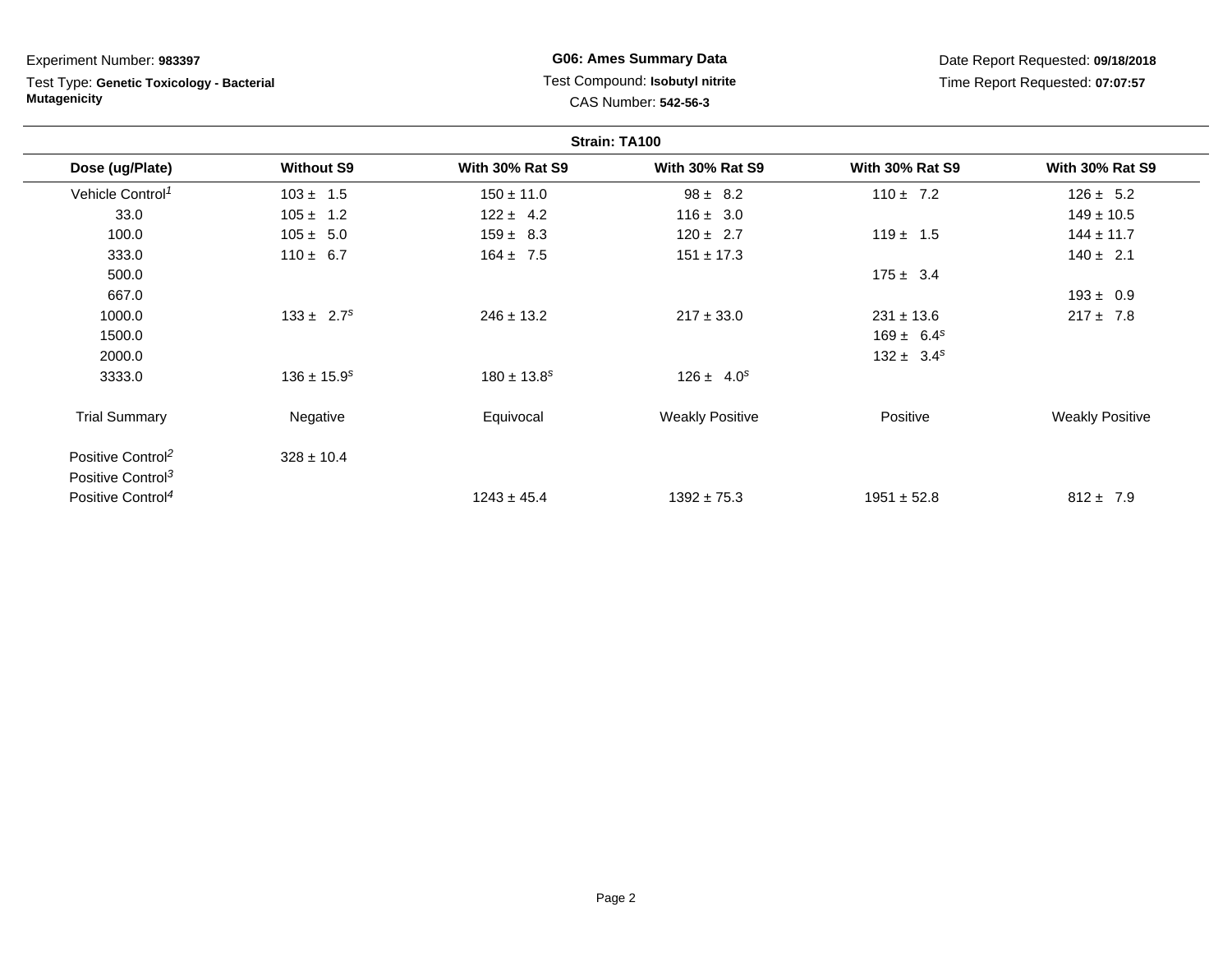Experiment Number: **983397**

Test Type: **Genetic Toxicology - Bacterial Mutagenicity**

**G06: Ames Summary Data**

Test Compound: **Isobutyl nitrite**

CAS Number: **542-56-3**

Date Report Requested: **09/18/2018**

Time Report Requested: **07:07:57**

**Strain: TA100**

| Dose (ug/Plate) | Without S9 | With 30% Rat S9 | With 30% Rat S9 | With 30% Rat S9 | With 30% Rat S9 |
|---|---|---|---|---|---|
| Vehicle Control[1] | 103 ± 1.5 | 150 ± 11.0 | 98 ± 8.2 | 110 ± 7.2 | 126 ± 5.2 |
| 33.0 | 105 ± 1.2 | 122 ± 4.2 | 116 ± 3.0 | | 149 ± 10.5 |
| 100.0 | 105 ± 5.0 | 159 ± 8.3 | 120 ± 2.7 | 119 ± 1.5 | 144 ± 11.7 |
| 333.0 | 110 ± 6.7 | 164 ± 7.5 | 151 ± 17.3 | | 140 ± 2.1 |
| 500.0 | | | | 175 ± 3.4 | |
| 667.0 | | | | | 193 ± 0.9 |
| 1000.0 | 133 ± 2.7[s] | 246 ± 13.2 | 217 ± 33.0 | 231 ± 13.6 | 217 ± 7.8 |
| 1500.0 | | | | 169 ± 6.4[s] | |
| 2000.0 | | | | 132 ± 3.4[s] | |
| 3333.0 | 136 ± 15.9[s] | 180 ± 13.8[s] | 126 ± 4.0[s] | | |
| Trial Summary | Negative | Equivocal | Weakly Positive | Positive | Weakly Positive |
| Positive Control[2] | 328 ± 10.4 | | | | |
| Positive Control[3] | | | | | |
| Positive Control[4] | | 1243 ± 45.4 | 1392 ± 75.3 | 1951 ± 52.8 | 812 ± 7.9 |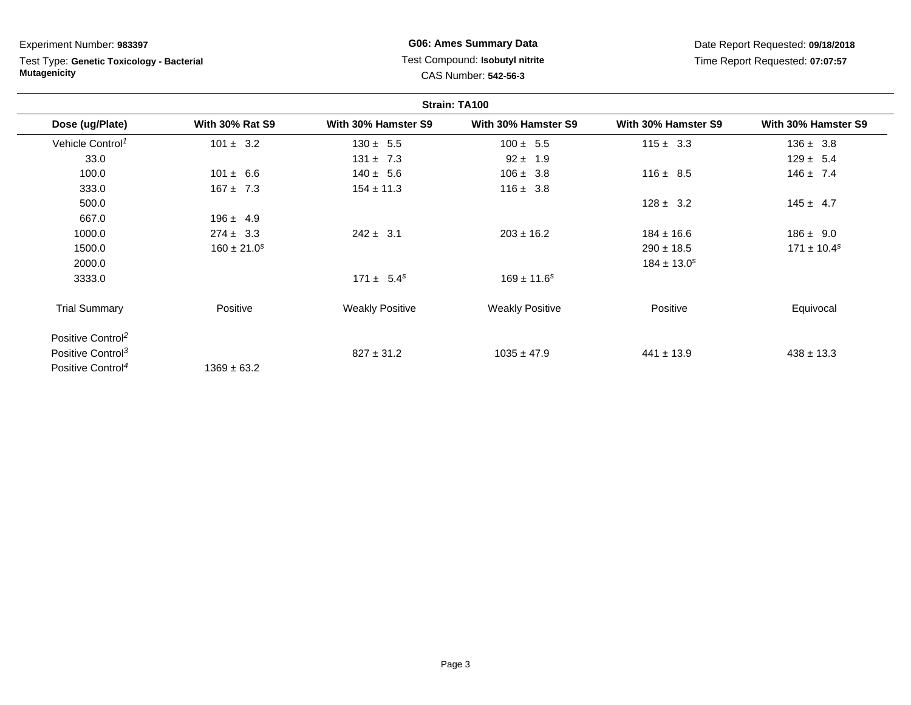Experiment Number: **983397**

Test Type: **Genetic Toxicology - Bacterial Mutagenicity**

**G06: Ames Summary Data**

Test Compound: **Isobutyl nitrite**

CAS Number: **542-56-3**

Date Report Requested: **09/18/2018**

Time Report Requested: **07:07:57**

**Strain: TA100**

| Dose (ug/Plate) | With 30% Rat S9 | With 30% Hamster S9 | With 30% Hamster S9 | With 30% Hamster S9 | With 30% Hamster S9 |
|---|---|---|---|---|---|
| Vehicle Control[1] | 101 ± 3.2 | 130 ± 5.5 | 100 ± 5.5 | 115 ± 3.3 | 136 ± 3.8 |
| 33.0 | | 131 ± 7.3 | 92 ± 1.9 | | 129 ± 5.4 |
| 100.0 | 101 ± 6.6 | 140 ± 5.6 | 106 ± 3.8 | 116 ± 8.5 | 146 ± 7.4 |
| 333.0 | 167 ± 7.3 | 154 ± 11.3 | 116 ± 3.8 | | |
| 500.0 | | | | 128 ± 3.2 | 145 ± 4.7 |
| 667.0 | 196 ± 4.9 | | | | |
| 1000.0 | 274 ± 3.3 | 242 ± 3.1 | 203 ± 16.2 | 184 ± 16.6 | 186 ± 9.0 |
| 1500.0 | 160 ± 21.0[s] | | | 290 ± 18.5 | 171 ± 10.4[s] |
| 2000.0 | | | | 184 ± 13.0[s] | |
| 3333.0 | | 171 ± 5.4[s] | 169 ± 11.6[s] | | |
| Trial Summary | Positive | Weakly Positive | Weakly Positive | Positive | Equivocal |
| Positive Control[2] | | | | | |
| Positive Control[3] | | 827 ± 31.2 | 1035 ± 47.9 | 441 ± 13.9 | 438 ± 13.3 |
| Positive Control[4] | 1369 ± 63.2 | | | | |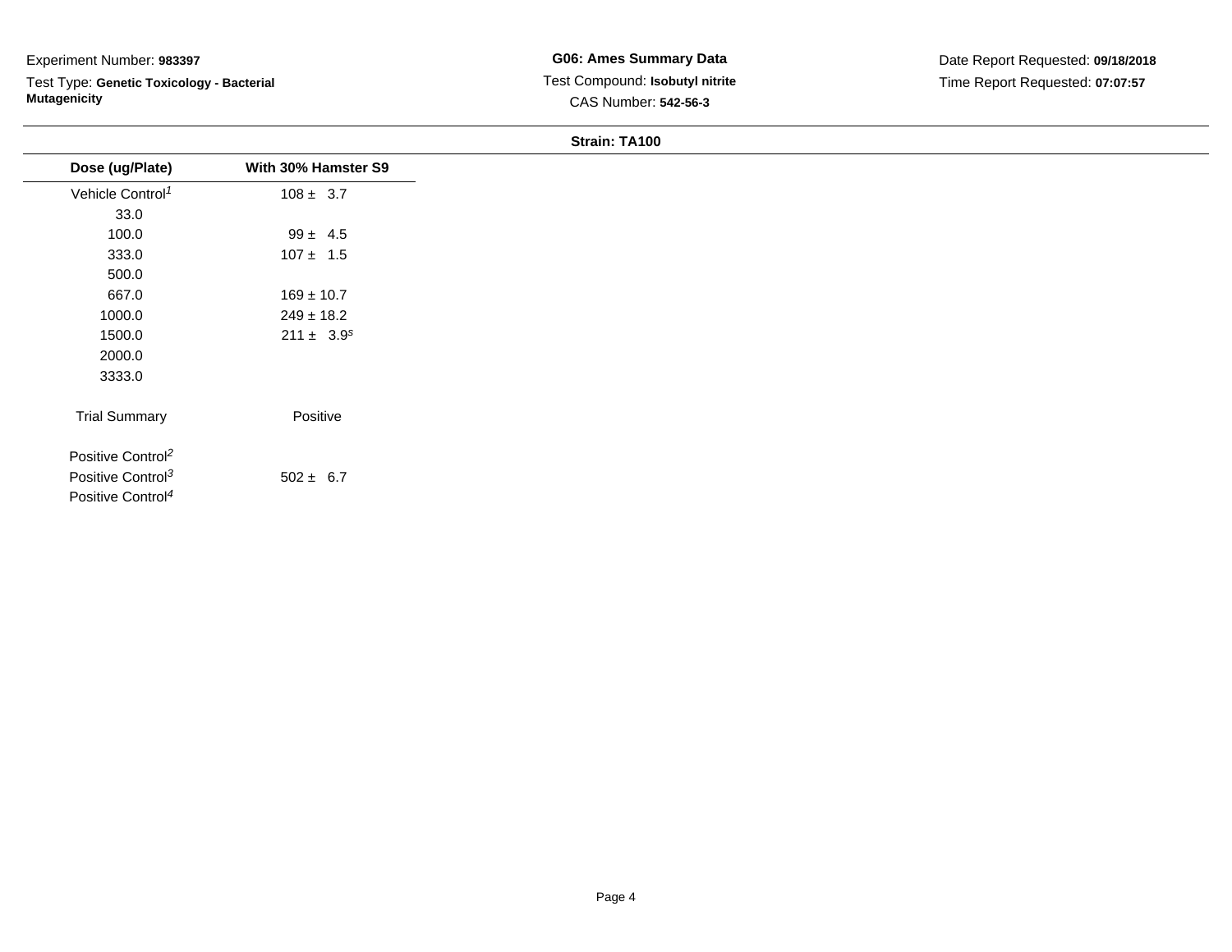Experiment Number: **983397**

Test Type: **Genetic Toxicology - Bacterial Mutagenicity**

**G06: Ames Summary Data**

Test Compound: **Isobutyl nitrite**

CAS Number: **542-56-3**

Date Report Requested: **09/18/2018**

Time Report Requested: **07:07:57**

**Strain: TA100**

| Dose (ug/Plate) | With 30% Hamster S9 |
|---|---|
| Vehicle Control[1] | 108 ± 3.7 |
| 33.0 | |
| 100.0 | 99 ± 4.5 |
| 333.0 | 107 ± 1.5 |
| 500.0 | |
| 667.0 | 169 ± 10.7 |
| 1000.0 | 249 ± 18.2 |
| 1500.0 | 211 ± 3.9[s] |
| 2000.0 | |
| 3333.0 | |
| Trial Summary | Positive |
| Positive Control[2] | |
| Positive Control[3] | 502 ± 6.7 |
| Positive Control[4] | |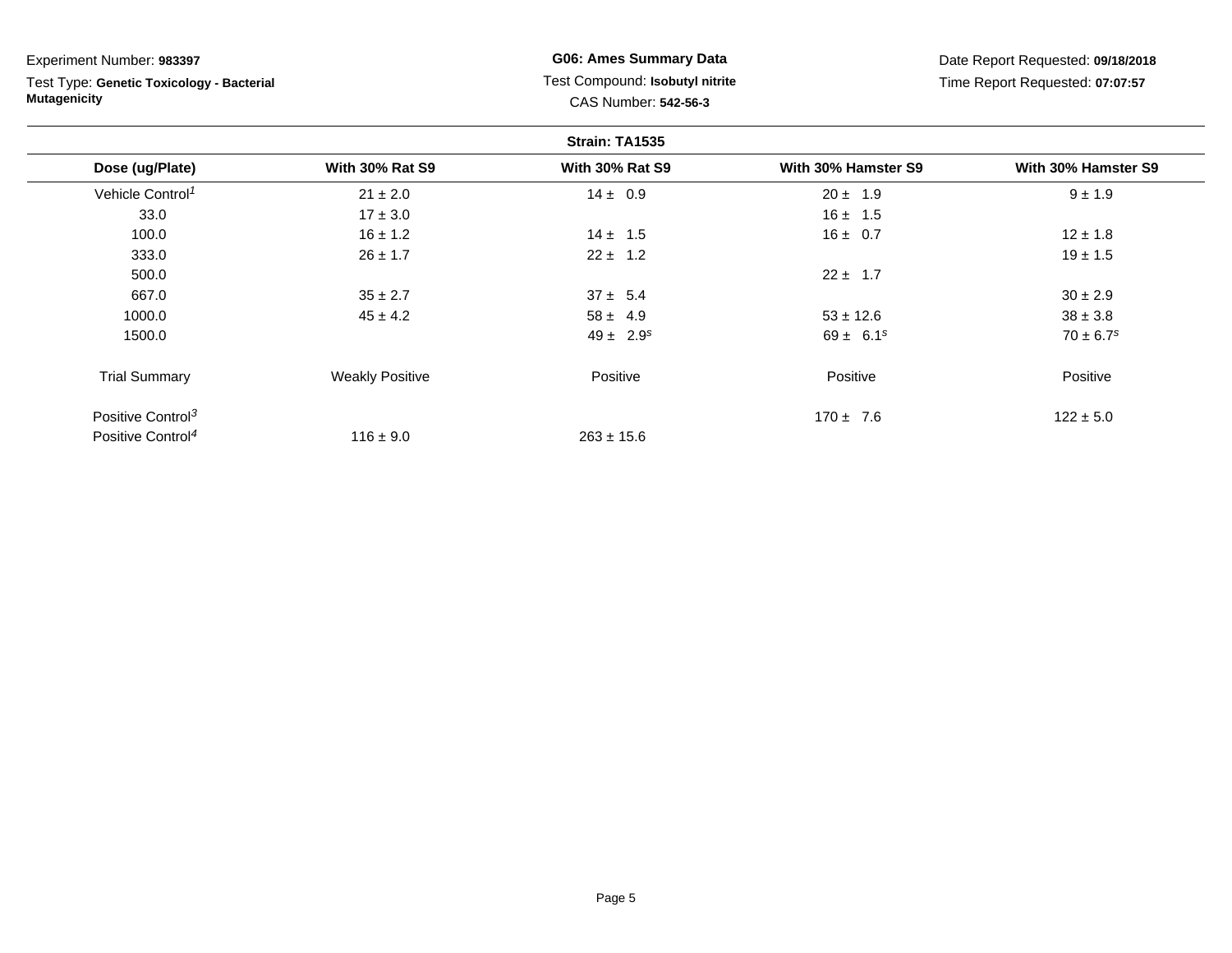Experiment Number: **983397**

Test Type: **Genetic Toxicology - Bacterial Mutagenicity**

**G06: Ames Summary Data**

Test Compound: **Isobutyl nitrite**

CAS Number: **542-56-3**

Date Report Requested: **09/18/2018**

Time Report Requested: **07:07:57**

**Strain: TA1535**

| Dose (ug/Plate) | With 30% Rat S9 | With 30% Rat S9 | With 30% Hamster S9 | With 30% Hamster S9 |
|---|---|---|---|---|
| Vehicle Control[1] | 21 ± 2.0 | 14 ± 0.9 | 20 ± 1.9 | 9 ± 1.9 |
| 33.0 | 17 ± 3.0 | | 16 ± 1.5 | |
| 100.0 | 16 ± 1.2 | 14 ± 1.5 | 16 ± 0.7 | 12 ± 1.8 |
| 333.0 | 26 ± 1.7 | 22 ± 1.2 | | 19 ± 1.5 |
| 500.0 | | | 22 ± 1.7 | |
| 667.0 | 35 ± 2.7 | 37 ± 5.4 | | 30 ± 2.9 |
| 1000.0 | 45 ± 4.2 | 58 ± 4.9 | 53 ± 12.6 | 38 ± 3.8 |
| 1500.0 | | 49 ± 2.9[s] | 69 ± 6.1[s] | 70 ± 6.7[s] |
| Trial Summary | Weakly Positive | Positive | Positive | Positive |
| Positive Control[3] | | | 170 ± 7.6 | 122 ± 5.0 |
| Positive Control[4] | 116 ± 9.0 | 263 ± 15.6 | | |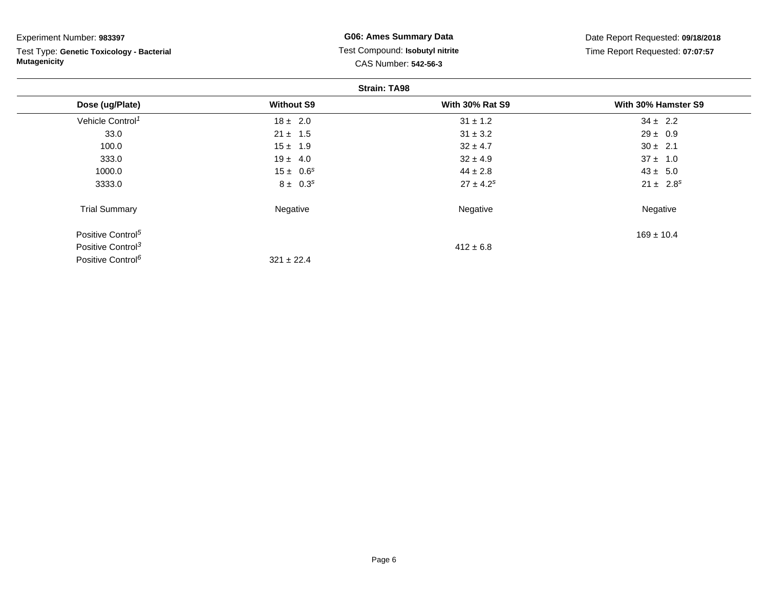Experiment Number: **983397**

Test Type: **Genetic Toxicology - Bacterial Mutagenicity**

**G06: Ames Summary Data**

Test Compound: **Isobutyl nitrite**

CAS Number: **542-56-3**

Date Report Requested: **09/18/2018**

Time Report Requested: **07:07:57**

**Strain: TA98**

| Dose (ug/Plate) | Without S9 | With 30% Rat S9 | With 30% Hamster S9 |
|---|---|---|---|
| Vehicle Control[1] | 18 ± 2.0 | 31 ± 1.2 | 34 ± 2.2 |
| 33.0 | 21 ± 1.5 | 31 ± 3.2 | 29 ± 0.9 |
| 100.0 | 15 ± 1.9 | 32 ± 4.7 | 30 ± 2.1 |
| 333.0 | 19 ± 4.0 | 32 ± 4.9 | 37 ± 1.0 |
| 1000.0 | 15 ± 0.6[s] | 44 ± 2.8 | 43 ± 5.0 |
| 3333.0 | 8 ± 0.3[s] | 27 ± 4.2[s] | 21 ± 2.8[s] |
| Trial Summary | Negative | Negative | Negative |
| Positive Control[5] | | | 169 ± 10.4 |
| Positive Control[3] | | 412 ± 6.8 | |
| Positive Control[6] | 321 ± 22.4 | | |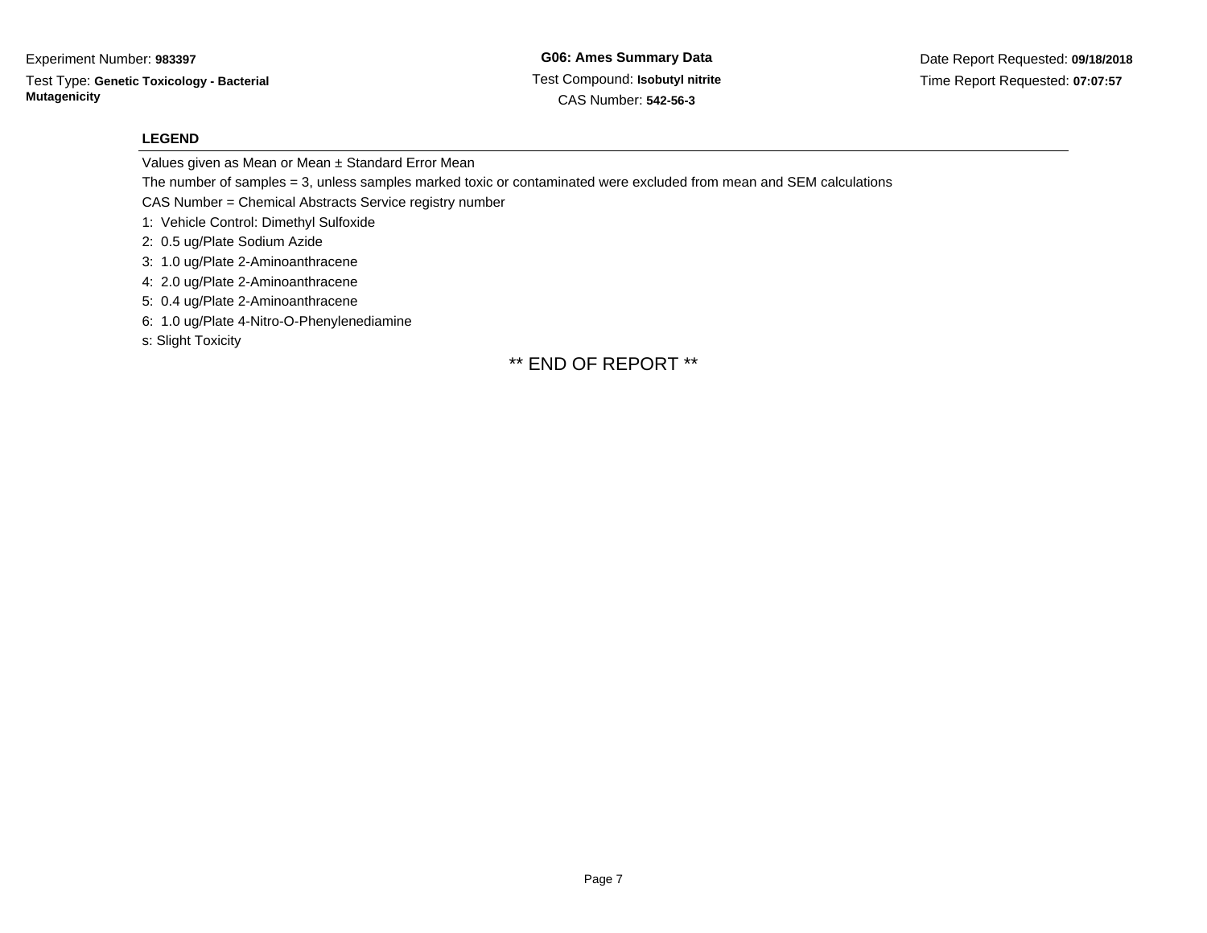Experiment Number: **983397**

Test Type: **Genetic Toxicology - Bacterial Mutagenicity**

**G06: Ames Summary Data**

Test Compound: **Isobutyl nitrite**

CAS Number: **542-56-3**

Date Report Requested: **09/18/2018**

Time Report Requested: **07:07:57**

**LEGEND**

Values given as Mean or Mean ± Standard Error Mean

The number of samples = 3, unless samples marked toxic or contaminated were excluded from mean and SEM calculations

CAS Number = Chemical Abstracts Service registry number

1: Vehicle Control: Dimethyl Sulfoxide

2: 0.5 ug/Plate Sodium Azide

3: 1.0 ug/Plate 2-Aminoanthracene

4: 2.0 ug/Plate 2-Aminoanthracene

5: 0.4 ug/Plate 2-Aminoanthracene

6: 1.0 ug/Plate 4-Nitro-O-Phenylenediamine

s: Slight Toxicity

** END OF REPORT **